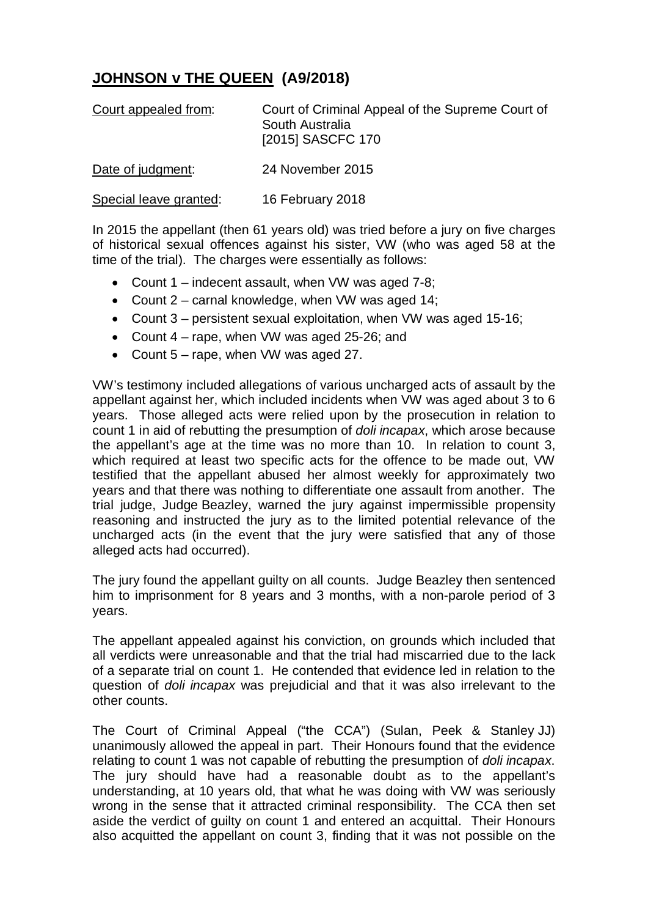## **JOHNSON v THE QUEEN (A9/2018)**

| | |
|---|---|
| Court appealed from: | Court of Criminal Appeal of the Supreme Court of South Australia [2015] SASCFC 170 |
| Date of judgment: | 24 November 2015 |
| Special leave granted: | 16 February 2018 |

In 2015 the appellant (then 61 years old) was tried before a jury on five charges of historical sexual offences against his sister, VW (who was aged 58 at the time of the trial). The charges were essentially as follows:

- Count 1 – indecent assault, when VW was aged 7-8;
- Count 2 – carnal knowledge, when VW was aged 14;
- Count 3 – persistent sexual exploitation, when VW was aged 15-16;
- Count 4 – rape, when VW was aged 25-26; and
- Count 5 – rape, when VW was aged 27.

VW's testimony included allegations of various uncharged acts of assault by the appellant against her, which included incidents when VW was aged about 3 to 6 years. Those alleged acts were relied upon by the prosecution in relation to count 1 in aid of rebutting the presumption of *doli incapax*, which arose because the appellant's age at the time was no more than 10. In relation to count 3, which required at least two specific acts for the offence to be made out, VW testified that the appellant abused her almost weekly for approximately two years and that there was nothing to differentiate one assault from another. The trial judge, Judge Beazley, warned the jury against impermissible propensity reasoning and instructed the jury as to the limited potential relevance of the uncharged acts (in the event that the jury were satisfied that any of those alleged acts had occurred).

The jury found the appellant guilty on all counts. Judge Beazley then sentenced him to imprisonment for 8 years and 3 months, with a non-parole period of 3 years.

The appellant appealed against his conviction, on grounds which included that all verdicts were unreasonable and that the trial had miscarried due to the lack of a separate trial on count 1. He contended that evidence led in relation to the question of *doli incapax* was prejudicial and that it was also irrelevant to the other counts.

The Court of Criminal Appeal ("the CCA") (Sulan, Peek & Stanley JJ) unanimously allowed the appeal in part. Their Honours found that the evidence relating to count 1 was not capable of rebutting the presumption of *doli incapax*. The jury should have had a reasonable doubt as to the appellant's understanding, at 10 years old, that what he was doing with VW was seriously wrong in the sense that it attracted criminal responsibility. The CCA then set aside the verdict of guilty on count 1 and entered an acquittal. Their Honours also acquitted the appellant on count 3, finding that it was not possible on the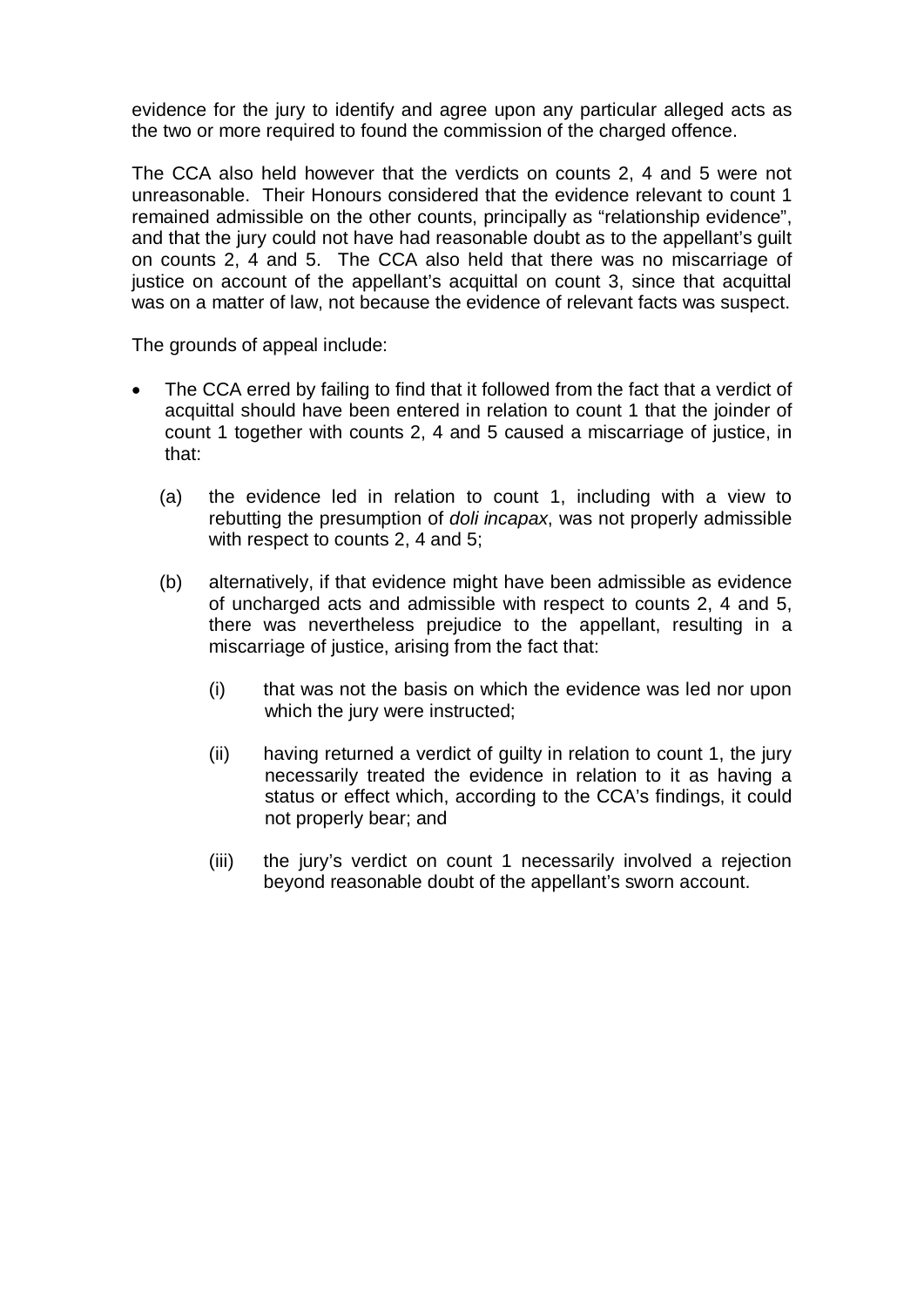evidence for the jury to identify and agree upon any particular alleged acts as the two or more required to found the commission of the charged offence.

The CCA also held however that the verdicts on counts 2, 4 and 5 were not unreasonable. Their Honours considered that the evidence relevant to count 1 remained admissible on the other counts, principally as "relationship evidence", and that the jury could not have had reasonable doubt as to the appellant's guilt on counts 2, 4 and 5. The CCA also held that there was no miscarriage of justice on account of the appellant's acquittal on count 3, since that acquittal was on a matter of law, not because the evidence of relevant facts was suspect.

The grounds of appeal include:

- The CCA erred by failing to find that it followed from the fact that a verdict of acquittal should have been entered in relation to count 1 that the joinder of count 1 together with counts 2, 4 and 5 caused a miscarriage of justice, in that:

  (a) the evidence led in relation to count 1, including with a view to rebutting the presumption of *doli incapax*, was not properly admissible with respect to counts 2, 4 and 5;

  (b) alternatively, if that evidence might have been admissible as evidence of uncharged acts and admissible with respect to counts 2, 4 and 5, there was nevertheless prejudice to the appellant, resulting in a miscarriage of justice, arising from the fact that:

    (i) that was not the basis on which the evidence was led nor upon which the jury were instructed;

    (ii) having returned a verdict of guilty in relation to count 1, the jury necessarily treated the evidence in relation to it as having a status or effect which, according to the CCA's findings, it could not properly bear; and

    (iii) the jury's verdict on count 1 necessarily involved a rejection beyond reasonable doubt of the appellant's sworn account.